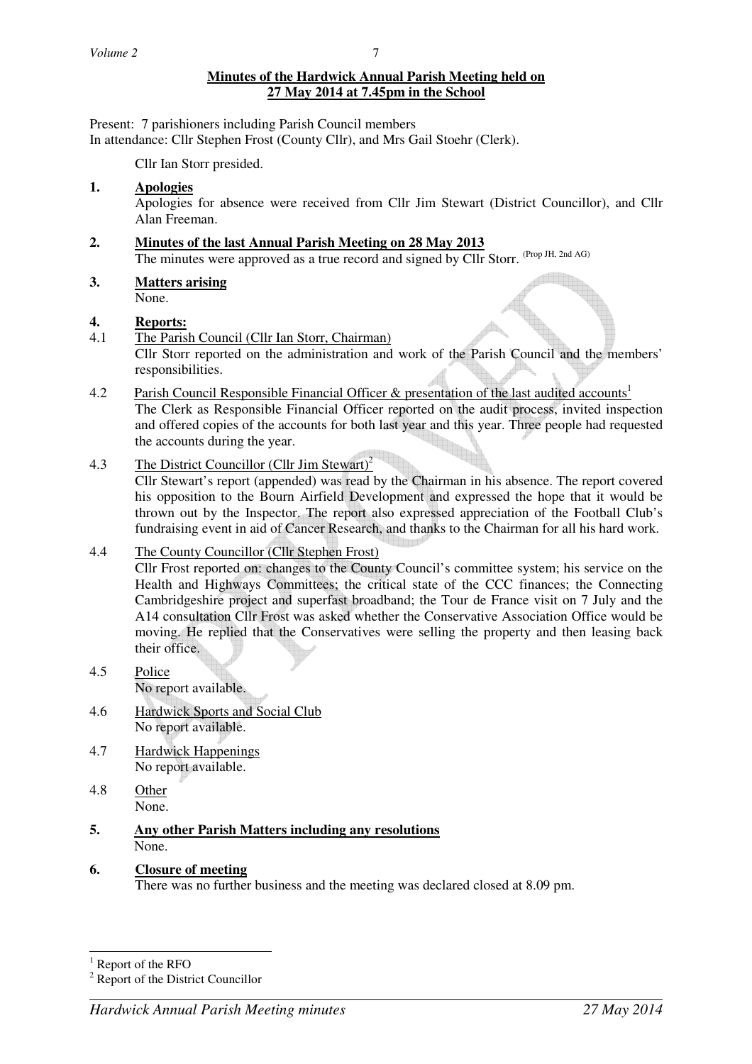**Minutes of the Hardwick Annual Parish Meeting held on 27 May 2014 at 7.45pm in the School**

Present: 7 parishioners including Parish Council members
In attendance: Cllr Stephen Frost (County Cllr), and Mrs Gail Stoehr (Clerk).

Cllr Ian Storr presided.

**1. Apologies**

Apologies for absence were received from Cllr Jim Stewart (District Councillor), and Cllr Alan Freeman.

**2. Minutes of the last Annual Parish Meeting on 28 May 2013**

The minutes were approved as a true record and signed by Cllr Storr. (Prop JH, 2nd AG)

**3. Matters arising**

None.

**4. Reports:**

4.1 The Parish Council (Cllr Ian Storr, Chairman)

Cllr Storr reported on the administration and work of the Parish Council and the members' responsibilities.

4.2 Parish Council Responsible Financial Officer & presentation of the last audited accounts[1]

The Clerk as Responsible Financial Officer reported on the audit process, invited inspection and offered copies of the accounts for both last year and this year. Three people had requested the accounts during the year.

4.3 The District Councillor (Cllr Jim Stewart)[2]

Cllr Stewart's report (appended) was read by the Chairman in his absence. The report covered his opposition to the Bourn Airfield Development and expressed the hope that it would be thrown out by the Inspector. The report also expressed appreciation of the Football Club's fundraising event in aid of Cancer Research, and thanks to the Chairman for all his hard work.

4.4 The County Councillor (Cllr Stephen Frost)

Cllr Frost reported on: changes to the County Council's committee system; his service on the Health and Highways Committees; the critical state of the CCC finances; the Connecting Cambridgeshire project and superfast broadband; the Tour de France visit on 7 July and the A14 consultation Cllr Frost was asked whether the Conservative Association Office would be moving. He replied that the Conservatives were selling the property and then leasing back their office.

4.5 Police

No report available.

4.6 Hardwick Sports and Social Club

No report available.

4.7 Hardwick Happenings

No report available.

4.8 Other

None.

**5. Any other Parish Matters including any resolutions**

None.

**6. Closure of meeting**

There was no further business and the meeting was declared closed at 8.09 pm.

---

[1] Report of the RFO

[2] Report of the District Councillor